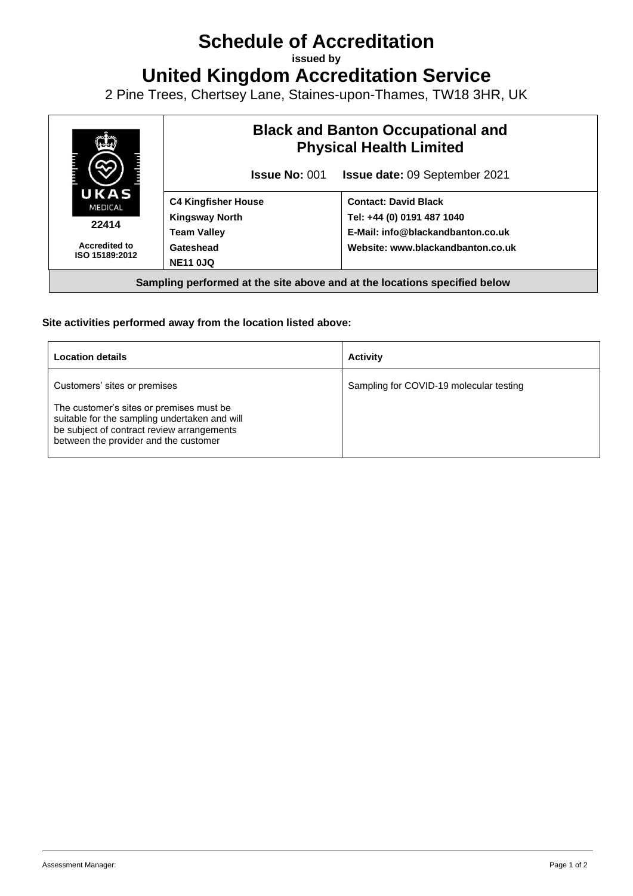# Schedule of Accreditation

**issued by**

# United Kingdom Accreditation Service

2 Pine Trees, Chertsey Lane, Staines-upon-Thames, TW18 3HR, UK

| UKAS MEDICAL 22414 Accredited to ISO 15189:2012 | **Black and Banton Occupational and Physical Health Limited** **Issue No:** 001 **Issue date:** 09 September 2021 | |
|---|---|---|
| | **C4 Kingfisher House** **Kingsway North** **Team Valley** **Gateshead** **NE11 0JQ** | **Contact: David Black** **Tel: +44 (0) 0191 487 1040** **E-Mail: info@blackandbanton.co.uk** **Website: www.blackandbanton.co.uk** |
| **Sampling performed at the site above and at the locations specified below** | | |

**Site activities performed away from the location listed above:**

| **Location details** | **Activity** |
|---|---|
| Customers' sites or premises<br><br>The customer's sites or premises must be suitable for the sampling undertaken and will be subject of contract review arrangements between the provider and the customer | Sampling for COVID-19 molecular testing |

Assessment Manager: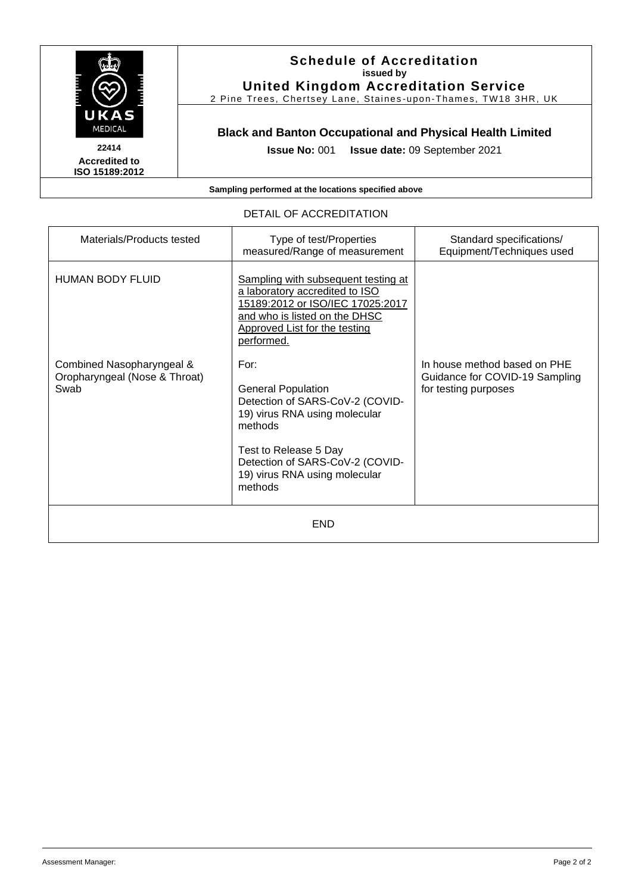**Schedule of Accreditation**
**issued by**
**United Kingdom Accreditation Service**
2 Pine Trees, Chertsey Lane, Staines-upon-Thames, TW18 3HR, UK

UKAS MEDICAL

**22414**
**Accredited to ISO 15189:2012**

## Black and Banton Occupational and Physical Health Limited

**Issue No:** 001 **Issue date:** 09 September 2021

**Sampling performed at the locations specified above**

DETAIL OF ACCREDITATION

| Materials/Products tested | Type of test/Properties measured/Range of measurement | Standard specifications/ Equipment/Techniques used |
|---|---|---|
| HUMAN BODY FLUID | Sampling with subsequent testing at a laboratory accredited to ISO 15189:2012 or ISO/IEC 17025:2017 and who is listed on the DHSC Approved List for the testing performed. | |
| Combined Nasopharyngeal & Oropharyngeal (Nose & Throat) Swab | For:<br><br>General Population<br>Detection of SARS-CoV-2 (COVID-19) virus RNA using molecular methods<br><br>Test to Release 5 Day<br>Detection of SARS-CoV-2 (COVID-19) virus RNA using molecular methods | In house method based on PHE Guidance for COVID-19 Sampling for testing purposes |
| END | | |

Assessment Manager: